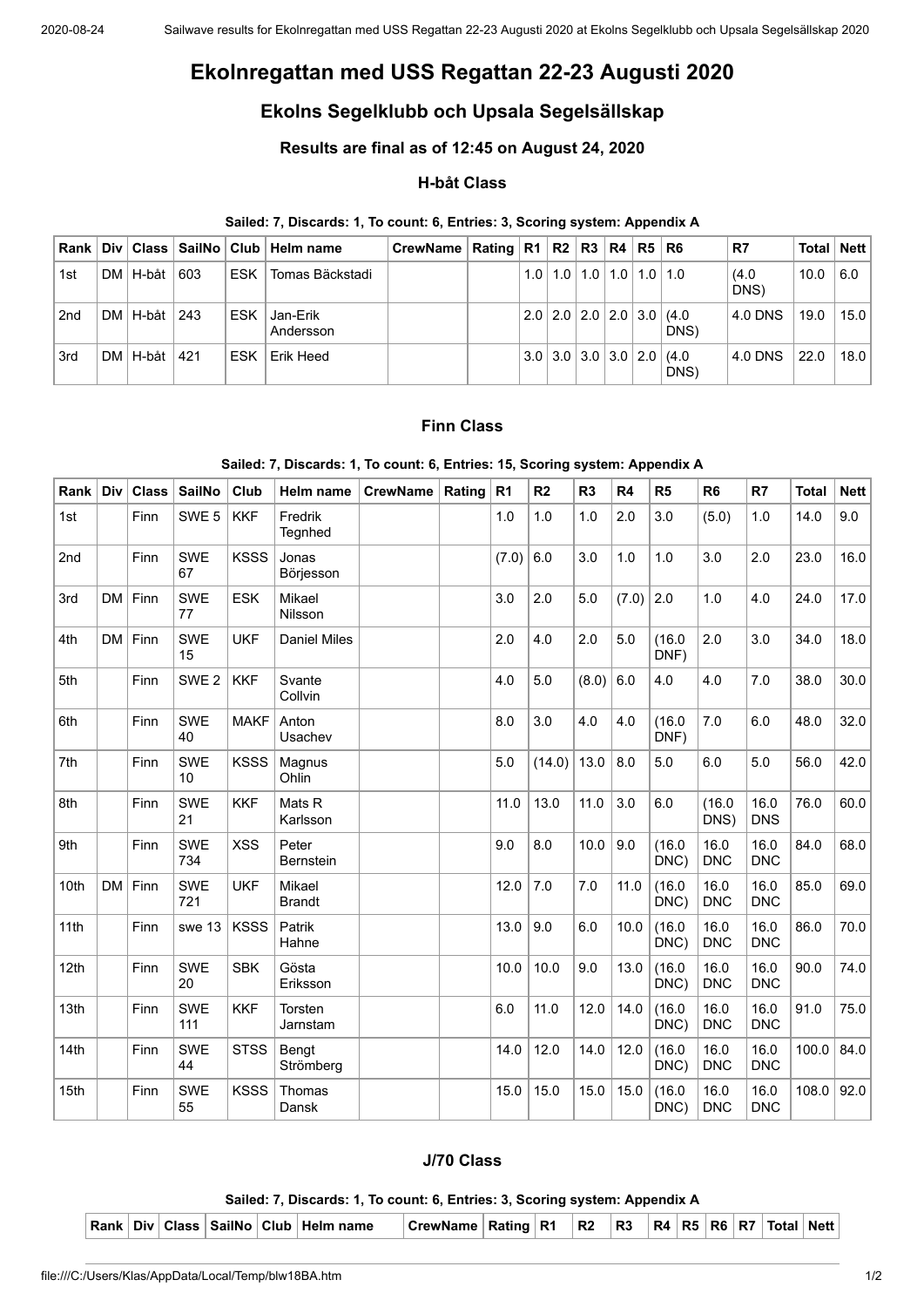# Ekolnregattan med USS Regattan 22-23 Augusti 2020

## Ekolns Segelklubb och Upsala Segelsällskap

### Results are final as of 12:45 on August 24, 2020

#### H-båt Class

**Sailed: 7, Discards: 1, To count: 6, Entries: 3, Scoring system: Appendix A**

| Rank | Div | Class | SailNo | Club | Helm name | CrewName | Rating | R1 | R2 | R3 | R4 | R5 | R6 | R7 | Total | Nett |
|---|---|---|---|---|---|---|---|---|---|---|---|---|---|---|---|---|
| 1st | DM | H-båt | 603 | ESK | Tomas Bäckstadi | | | 1.0 | 1.0 | 1.0 | 1.0 | 1.0 | 1.0 | (4.0 DNS) | 10.0 | 6.0 |
| 2nd | DM | H-båt | 243 | ESK | Jan-Erik Andersson | | | 2.0 | 2.0 | 2.0 | 2.0 | 3.0 | (4.0 DNS) | 4.0 DNS | 19.0 | 15.0 |
| 3rd | DM | H-båt | 421 | ESK | Erik Heed | | | 3.0 | 3.0 | 3.0 | 3.0 | 2.0 | (4.0 DNS) | 4.0 DNS | 22.0 | 18.0 |

#### Finn Class

**Sailed: 7, Discards: 1, To count: 6, Entries: 15, Scoring system: Appendix A**

| Rank | Div | Class | SailNo | Club | Helm name | CrewName | Rating | R1 | R2 | R3 | R4 | R5 | R6 | R7 | Total | Nett |
|---|---|---|---|---|---|---|---|---|---|---|---|---|---|---|---|---|
| 1st | | Finn | SWE 5 | KKF | Fredrik Tegnhed | | | 1.0 | 1.0 | 1.0 | 2.0 | 3.0 | (5.0) | 1.0 | 14.0 | 9.0 |
| 2nd | | Finn | SWE 67 | KSSS | Jonas Börjesson | | | (7.0) | 6.0 | 3.0 | 1.0 | 1.0 | 3.0 | 2.0 | 23.0 | 16.0 |
| 3rd | DM | Finn | SWE 77 | ESK | Mikael Nilsson | | | 3.0 | 2.0 | 5.0 | (7.0) | 2.0 | 1.0 | 4.0 | 24.0 | 17.0 |
| 4th | DM | Finn | SWE 15 | UKF | Daniel Miles | | | 2.0 | 4.0 | 2.0 | 5.0 | (16.0 DNF) | 2.0 | 3.0 | 34.0 | 18.0 |
| 5th | | Finn | SWE 2 | KKF | Svante Collvin | | | 4.0 | 5.0 | (8.0) | 6.0 | 4.0 | 4.0 | 7.0 | 38.0 | 30.0 |
| 6th | | Finn | SWE 40 | MAKF | Anton Usachev | | | 8.0 | 3.0 | 4.0 | 4.0 | (16.0 DNF) | 7.0 | 6.0 | 48.0 | 32.0 |
| 7th | | Finn | SWE 10 | KSSS | Magnus Ohlin | | | 5.0 | (14.0) | 13.0 | 8.0 | 5.0 | 6.0 | 5.0 | 56.0 | 42.0 |
| 8th | | Finn | SWE 21 | KKF | Mats R Karlsson | | | 11.0 | 13.0 | 11.0 | 3.0 | 6.0 | (16.0 DNS) | 16.0 DNS | 76.0 | 60.0 |
| 9th | | Finn | SWE 734 | XSS | Peter Bernstein | | | 9.0 | 8.0 | 10.0 | 9.0 | (16.0 DNC) | 16.0 DNC | 16.0 DNC | 84.0 | 68.0 |
| 10th | DM | Finn | SWE 721 | UKF | Mikael Brandt | | | 12.0 | 7.0 | 7.0 | 11.0 | (16.0 DNC) | 16.0 DNC | 16.0 DNC | 85.0 | 69.0 |
| 11th | | Finn | swe 13 | KSSS | Patrik Hahne | | | 13.0 | 9.0 | 6.0 | 10.0 | (16.0 DNC) | 16.0 DNC | 16.0 DNC | 86.0 | 70.0 |
| 12th | | Finn | SWE 20 | SBK | Gösta Eriksson | | | 10.0 | 10.0 | 9.0 | 13.0 | (16.0 DNC) | 16.0 DNC | 16.0 DNC | 90.0 | 74.0 |
| 13th | | Finn | SWE 111 | KKF | Torsten Jarnstam | | | 6.0 | 11.0 | 12.0 | 14.0 | (16.0 DNC) | 16.0 DNC | 16.0 DNC | 91.0 | 75.0 |
| 14th | | Finn | SWE 44 | STSS | Bengt Strömberg | | | 14.0 | 12.0 | 14.0 | 12.0 | (16.0 DNC) | 16.0 DNC | 16.0 DNC | 100.0 | 84.0 |
| 15th | | Finn | SWE 55 | KSSS | Thomas Dansk | | | 15.0 | 15.0 | 15.0 | 15.0 | (16.0 DNC) | 16.0 DNC | 16.0 DNC | 108.0 | 92.0 |

#### J/70 Class

**Sailed: 7, Discards: 1, To count: 6, Entries: 3, Scoring system: Appendix A**

| Rank | Div | Class | SailNo | Club | Helm name | CrewName | Rating | R1 | R2 | R3 | R4 | R5 | R6 | R7 | Total | Nett |
|---|---|---|---|---|---|---|---|---|---|---|---|---|---|---|---|---|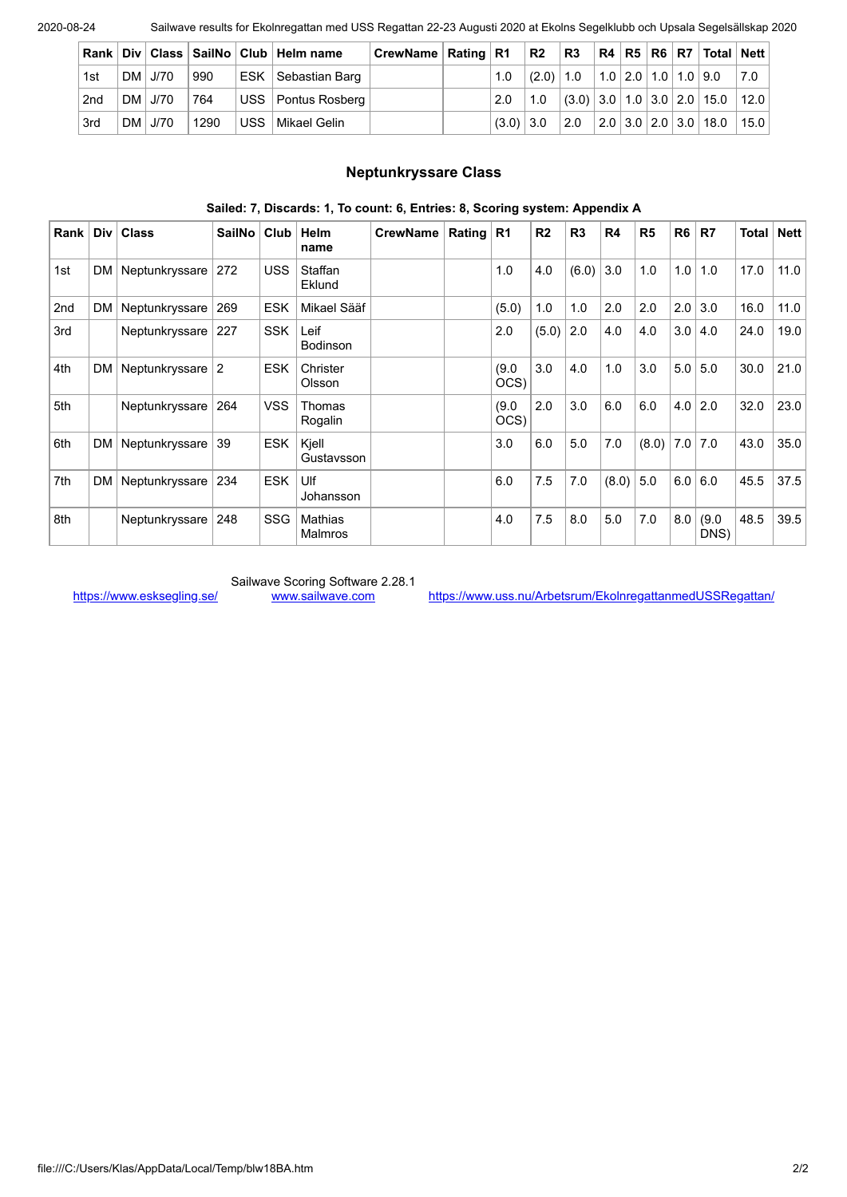| Rank | Div | Class | SailNo | Club | Helm name | CrewName | Rating | R1 | R2 | R3 | R4 | R5 | R6 | R7 | Total | Nett |
|---|---|---|---|---|---|---|---|---|---|---|---|---|---|---|---|---|
| 1st | DM | J/70 | 990 | ESK | Sebastian Barg | | | 1.0 | (2.0) | 1.0 | 1.0 | 2.0 | 1.0 | 1.0 | 9.0 | 7.0 |
| 2nd | DM | J/70 | 764 | USS | Pontus Rosberg | | | 2.0 | 1.0 | (3.0) | 3.0 | 1.0 | 3.0 | 2.0 | 15.0 | 12.0 |
| 3rd | DM | J/70 | 1290 | USS | Mikael Gelin | | | (3.0) | 3.0 | 2.0 | 2.0 | 3.0 | 2.0 | 3.0 | 18.0 | 15.0 |

## Neptunkryssare Class

**Sailed: 7, Discards: 1, To count: 6, Entries: 8, Scoring system: Appendix A**

| Rank | Div | Class | SailNo | Club | Helm name | CrewName | Rating | R1 | R2 | R3 | R4 | R5 | R6 | R7 | Total | Nett |
|---|---|---|---|---|---|---|---|---|---|---|---|---|---|---|---|---|
| 1st | DM | Neptunkryssare | 272 | USS | Staffan Eklund | | | 1.0 | 4.0 | (6.0) | 3.0 | 1.0 | 1.0 | 1.0 | 17.0 | 11.0 |
| 2nd | DM | Neptunkryssare | 269 | ESK | Mikael Sääf | | | (5.0) | 1.0 | 1.0 | 2.0 | 2.0 | 2.0 | 3.0 | 16.0 | 11.0 |
| 3rd | | Neptunkryssare | 227 | SSK | Leif Bodinson | | | 2.0 | (5.0) | 2.0 | 4.0 | 4.0 | 3.0 | 4.0 | 24.0 | 19.0 |
| 4th | DM | Neptunkryssare | 2 | ESK | Christer Olsson | | | (9.0 OCS) | 3.0 | 4.0 | 1.0 | 3.0 | 5.0 | 5.0 | 30.0 | 21.0 |
| 5th | | Neptunkryssare | 264 | VSS | Thomas Rogalin | | | (9.0 OCS) | 2.0 | 3.0 | 6.0 | 6.0 | 4.0 | 2.0 | 32.0 | 23.0 |
| 6th | DM | Neptunkryssare | 39 | ESK | Kjell Gustavsson | | | 3.0 | 6.0 | 5.0 | 7.0 | (8.0) | 7.0 | 7.0 | 43.0 | 35.0 |
| 7th | DM | Neptunkryssare | 234 | ESK | Ulf Johansson | | | 6.0 | 7.5 | 7.0 | (8.0) | 5.0 | 6.0 | 6.0 | 45.5 | 37.5 |
| 8th | | Neptunkryssare | 248 | SSG | Mathias Malmros | | | 4.0 | 7.5 | 8.0 | 5.0 | 7.0 | 8.0 | (9.0 DNS) | 48.5 | 39.5 |

Sailwave Scoring Software 2.28.1

https://www.esksegling.se/ www.sailwave.com https://www.uss.nu/Arbetsrum/EkolnregattanmedUSSRegattan/